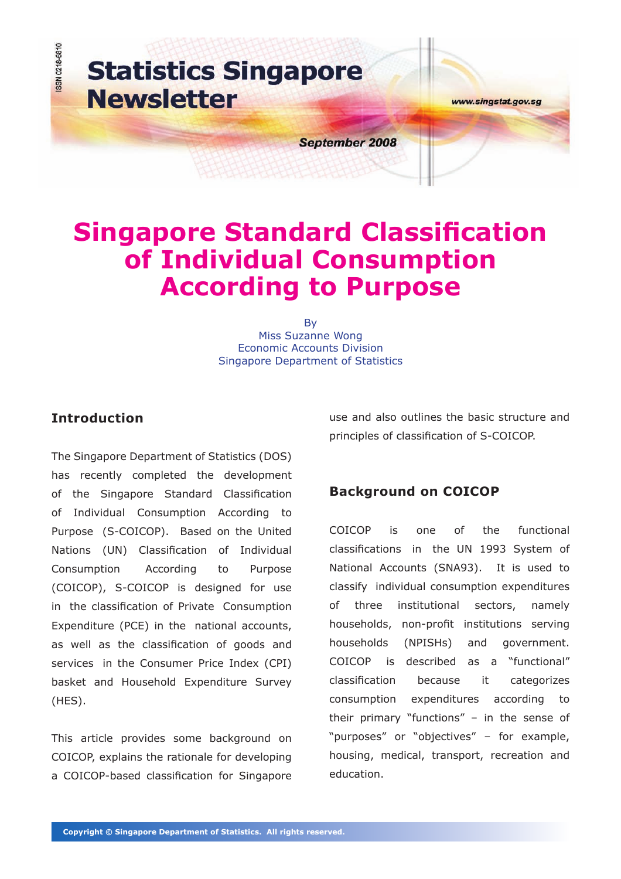# Statistics Singapore Newsletter

September 2008

# Singapore Standard Classification of Individual Consumption According to Purpose

By
Miss Suzanne Wong
Economic Accounts Division
Singapore Department of Statistics

## Introduction

The Singapore Department of Statistics (DOS) has recently completed the development of the Singapore Standard Classification of Individual Consumption According to Purpose (S-COICOP). Based on the United Nations (UN) Classification of Individual Consumption According to Purpose (COICOP), S-COICOP is designed for use in the classification of Private Consumption Expenditure (PCE) in the national accounts, as well as the classification of goods and services in the Consumer Price Index (CPI) basket and Household Expenditure Survey (HES).

This article provides some background on COICOP, explains the rationale for developing a COICOP-based classification for Singapore use and also outlines the basic structure and principles of classification of S-COICOP.

## Background on COICOP

COICOP is one of the functional classifications in the UN 1993 System of National Accounts (SNA93). It is used to classify individual consumption expenditures of three institutional sectors, namely households, non-profit institutions serving households (NPISHs) and government. COICOP is described as a "functional" classification because it categorizes consumption expenditures according to their primary "functions" – in the sense of "purposes" or "objectives" – for example, housing, medical, transport, recreation and education.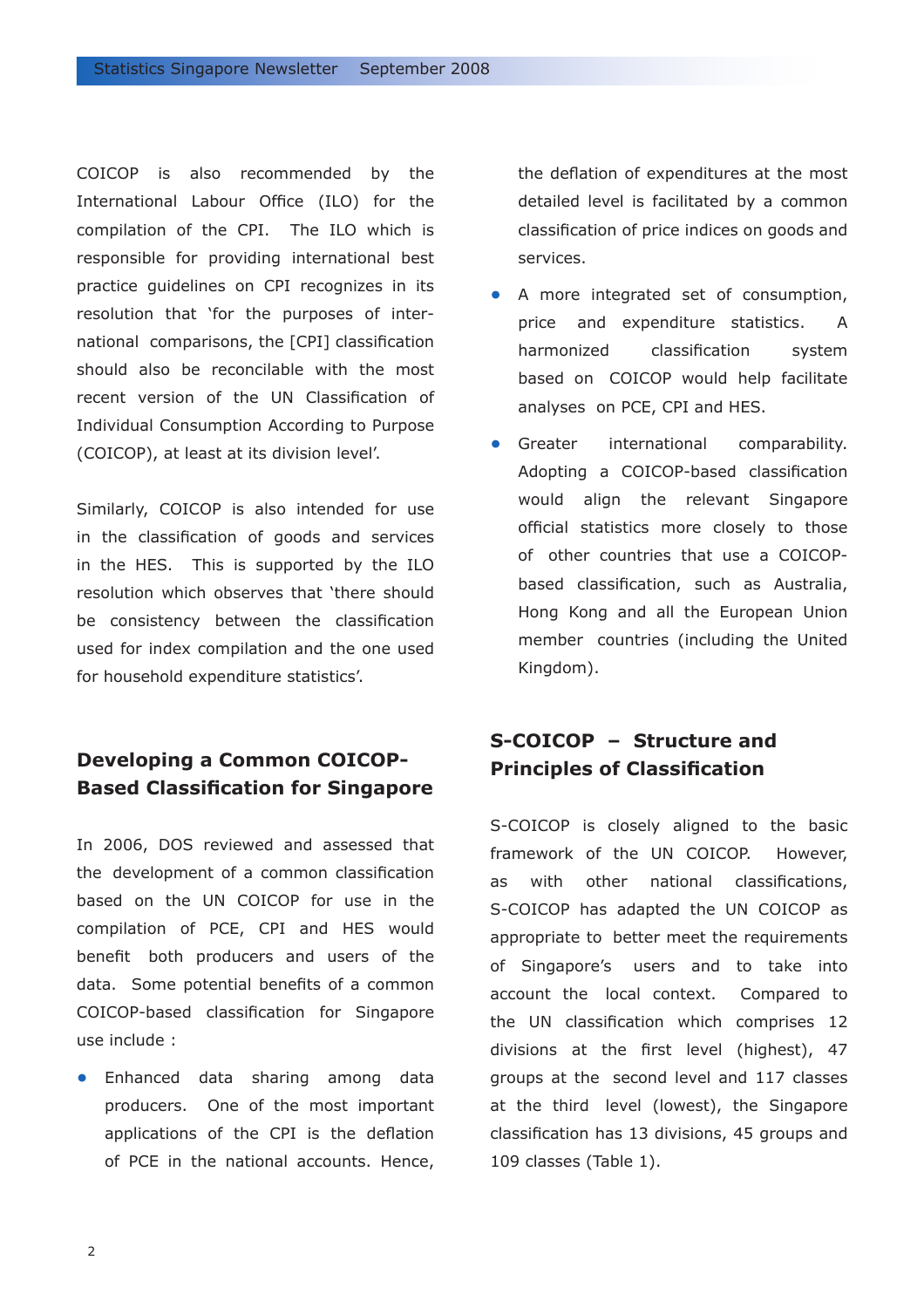COICOP is also recommended by the International Labour Office (ILO) for the compilation of the CPI. The ILO which is responsible for providing international best practice guidelines on CPI recognizes in its resolution that 'for the purposes of international comparisons, the [CPI] classification should also be reconcilable with the most recent version of the UN Classification of Individual Consumption According to Purpose (COICOP), at least at its division level'.

Similarly, COICOP is also intended for use in the classification of goods and services in the HES. This is supported by the ILO resolution which observes that 'there should be consistency between the classification used for index compilation and the one used for household expenditure statistics'.

## Developing a Common COICOP-Based Classification for Singapore

In 2006, DOS reviewed and assessed that the development of a common classification based on the UN COICOP for use in the compilation of PCE, CPI and HES would benefit both producers and users of the data. Some potential benefits of a common COICOP-based classification for Singapore use include :

- Enhanced data sharing among data producers. One of the most important applications of the CPI is the deflation of PCE in the national accounts. Hence, the deflation of expenditures at the most detailed level is facilitated by a common classification of price indices on goods and services.
- A more integrated set of consumption, price and expenditure statistics. A harmonized classification system based on COICOP would help facilitate analyses on PCE, CPI and HES.
- Greater international comparability. Adopting a COICOP-based classification would align the relevant Singapore official statistics more closely to those of other countries that use a COICOP-based classification, such as Australia, Hong Kong and all the European Union member countries (including the United Kingdom).

## S-COICOP – Structure and Principles of Classification

S-COICOP is closely aligned to the basic framework of the UN COICOP. However, as with other national classifications, S-COICOP has adapted the UN COICOP as appropriate to better meet the requirements of Singapore's users and to take into account the local context. Compared to the UN classification which comprises 12 divisions at the first level (highest), 47 groups at the second level and 117 classes at the third level (lowest), the Singapore classification has 13 divisions, 45 groups and 109 classes (Table 1).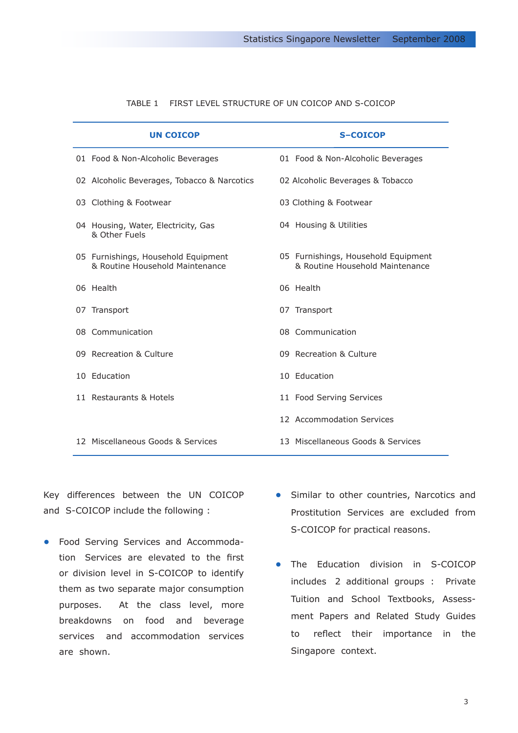TABLE 1 FIRST LEVEL STRUCTURE OF UN COICOP AND S-COICOP

| UN COICOP | S–COICOP |
|---|---|
| 01 Food & Non-Alcoholic Beverages | 01 Food & Non-Alcoholic Beverages |
| 02 Alcoholic Beverages, Tobacco & Narcotics | 02 Alcoholic Beverages & Tobacco |
| 03 Clothing & Footwear | 03 Clothing & Footwear |
| 04 Housing, Water, Electricity, Gas & Other Fuels | 04 Housing & Utilities |
| 05 Furnishings, Household Equipment & Routine Household Maintenance | 05 Furnishings, Household Equipment & Routine Household Maintenance |
| 06 Health | 06 Health |
| 07 Transport | 07 Transport |
| 08 Communication | 08 Communication |
| 09 Recreation & Culture | 09 Recreation & Culture |
| 10 Education | 10 Education |
| 11 Restaurants & Hotels | 11 Food Serving Services |
| | 12 Accommodation Services |
| 12 Miscellaneous Goods & Services | 13 Miscellaneous Goods & Services |

Key differences between the UN COICOP and S-COICOP include the following :

- Food Serving Services and Accommodation Services are elevated to the first or division level in S-COICOP to identify them as two separate major consumption purposes. At the class level, more breakdowns on food and beverage services and accommodation services are shown.
- Similar to other countries, Narcotics and Prostitution Services are excluded from S-COICOP for practical reasons.
- The Education division in S-COICOP includes 2 additional groups : Private Tuition and School Textbooks, Assessment Papers and Related Study Guides to reflect their importance in the Singapore context.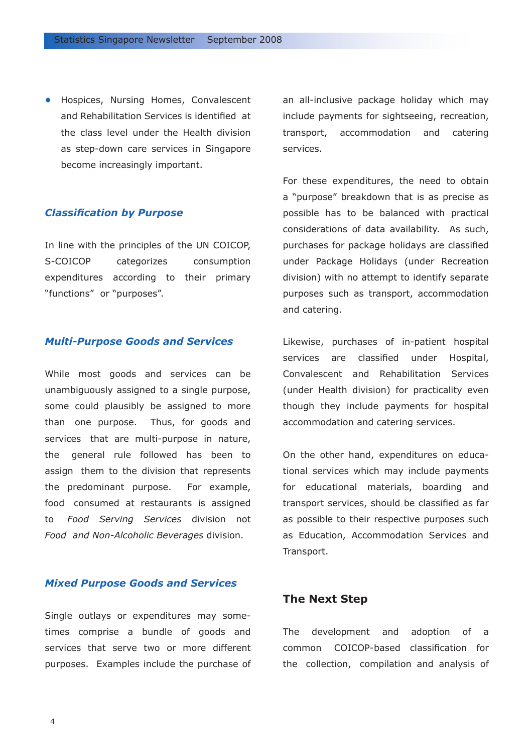- Hospices, Nursing Homes, Convalescent and Rehabilitation Services is identified at the class level under the Health division as step-down care services in Singapore become increasingly important.

### *Classification by Purpose*

In line with the principles of the UN COICOP, S-COICOP categorizes consumption expenditures according to their primary "functions" or "purposes".

### *Multi-Purpose Goods and Services*

While most goods and services can be unambiguously assigned to a single purpose, some could plausibly be assigned to more than one purpose. Thus, for goods and services that are multi-purpose in nature, the general rule followed has been to assign them to the division that represents the predominant purpose. For example, food consumed at restaurants is assigned to *Food Serving Services* division not *Food and Non-Alcoholic Beverages* division.

### *Mixed Purpose Goods and Services*

Single outlays or expenditures may sometimes comprise a bundle of goods and services that serve two or more different purposes. Examples include the purchase of an all-inclusive package holiday which may include payments for sightseeing, recreation, transport, accommodation and catering services.

For these expenditures, the need to obtain a "purpose" breakdown that is as precise as possible has to be balanced with practical considerations of data availability. As such, purchases for package holidays are classified under Package Holidays (under Recreation division) with no attempt to identify separate purposes such as transport, accommodation and catering.

Likewise, purchases of in-patient hospital services are classified under Hospital, Convalescent and Rehabilitation Services (under Health division) for practicality even though they include payments for hospital accommodation and catering services.

On the other hand, expenditures on educational services which may include payments for educational materials, boarding and transport services, should be classified as far as possible to their respective purposes such as Education, Accommodation Services and Transport.

## The Next Step

The development and adoption of a common COICOP-based classification for the collection, compilation and analysis of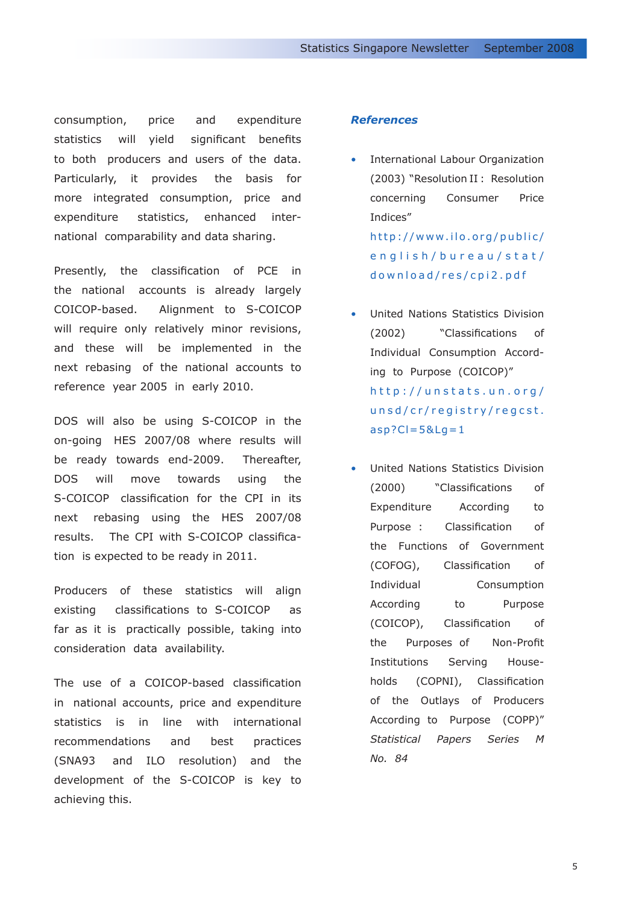consumption, price and expenditure statistics will yield significant benefits to both producers and users of the data. Particularly, it provides the basis for more integrated consumption, price and expenditure statistics, enhanced international comparability and data sharing.

Presently, the classification of PCE in the national accounts is already largely COICOP-based. Alignment to S-COICOP will require only relatively minor revisions, and these will be implemented in the next rebasing of the national accounts to reference year 2005 in early 2010.

DOS will also be using S-COICOP in the on-going HES 2007/08 where results will be ready towards end-2009. Thereafter, DOS will move towards using the S-COICOP classification for the CPI in its next rebasing using the HES 2007/08 results. The CPI with S-COICOP classification is expected to be ready in 2011.

Producers of these statistics will align existing classifications to S-COICOP as far as it is practically possible, taking into consideration data availability.

The use of a COICOP-based classification in national accounts, price and expenditure statistics is in line with international recommendations and best practices (SNA93 and ILO resolution) and the development of the S-COICOP is key to achieving this.

## References

- International Labour Organization (2003) "Resolution II : Resolution concerning Consumer Price Indices" http://www.ilo.org/public/english/bureau/stat/download/res/cpi2.pdf

- United Nations Statistics Division (2002) "Classifications of Individual Consumption According to Purpose (COICOP)" http://unstats.un.org/unsd/cr/registry/regcst.asp?Cl=5&Lg=1

- United Nations Statistics Division (2000) "Classifications of Expenditure According to Purpose : Classification of the Functions of Government (COFOG), Classification of Individual Consumption According to Purpose (COICOP), Classification of the Purposes of Non-Profit Institutions Serving Households (COPNI), Classification of the Outlays of Producers According to Purpose (COPP)" *Statistical Papers Series M No. 84*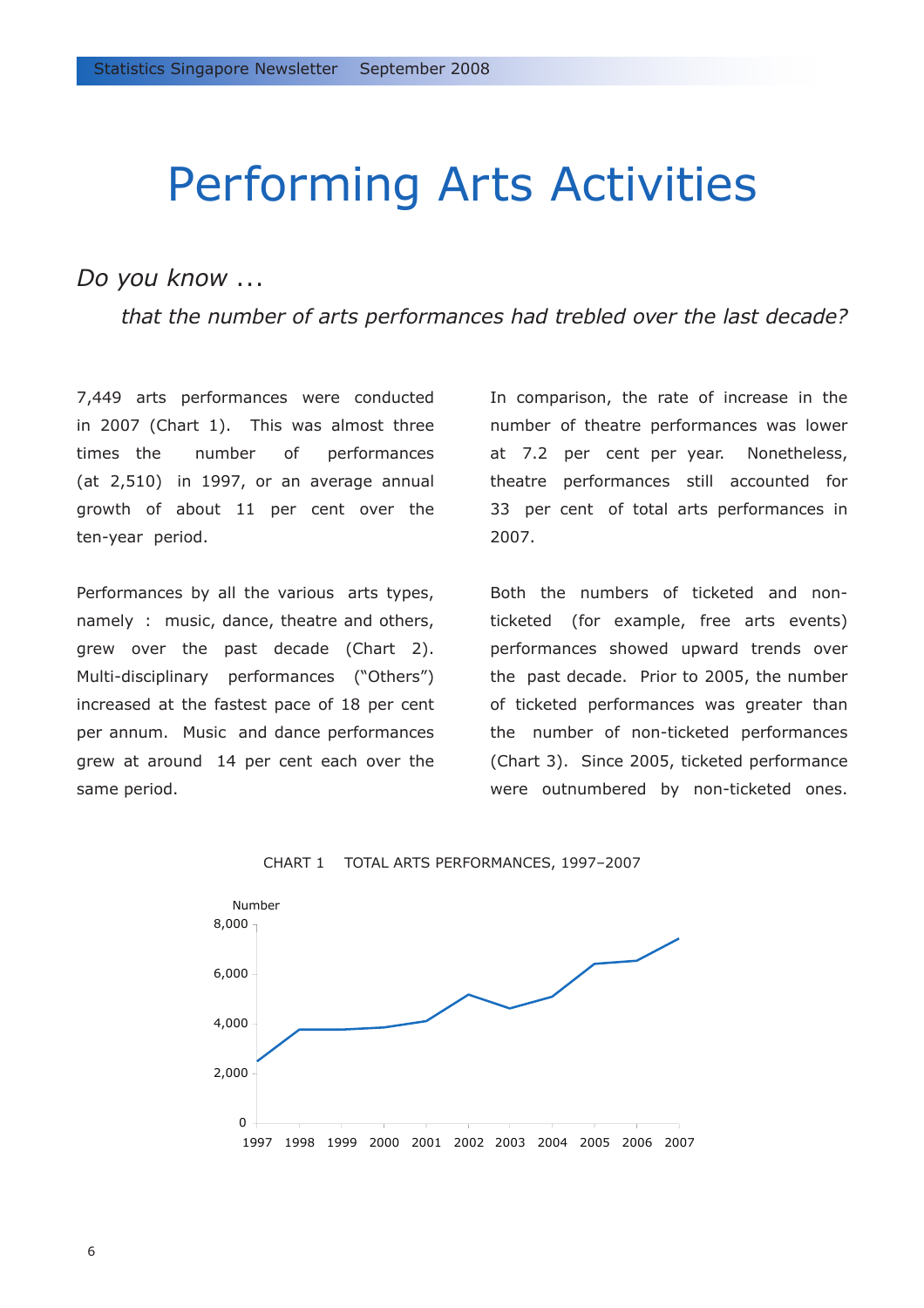# Performing Arts Activities

*Do you know ...*

*that the number of arts performances had trebled over the last decade?*

7,449 arts performances were conducted in 2007 (Chart 1). This was almost three times the number of performances (at 2,510) in 1997, or an average annual growth of about 11 per cent over the ten-year period.

Performances by all the various arts types, namely : music, dance, theatre and others, grew over the past decade (Chart 2). Multi-disciplinary performances ("Others") increased at the fastest pace of 18 per cent per annum. Music and dance performances grew at around 14 per cent each over the same period.

In comparison, the rate of increase in the number of theatre performances was lower at 7.2 per cent per year. Nonetheless, theatre performances still accounted for 33 per cent of total arts performances in 2007.

Both the numbers of ticketed and non-ticketed (for example, free arts events) performances showed upward trends over the past decade. Prior to 2005, the number of ticketed performances was greater than the number of non-ticketed performances (Chart 3). Since 2005, ticketed performance were outnumbered by non-ticketed ones.

CHART 1 TOTAL ARTS PERFORMANCES, 1997–2007

Number

8,000
6,000
4,000
2,000
0

1997 1998 1999 2000 2001 2002 2003 2004 2005 2006 2007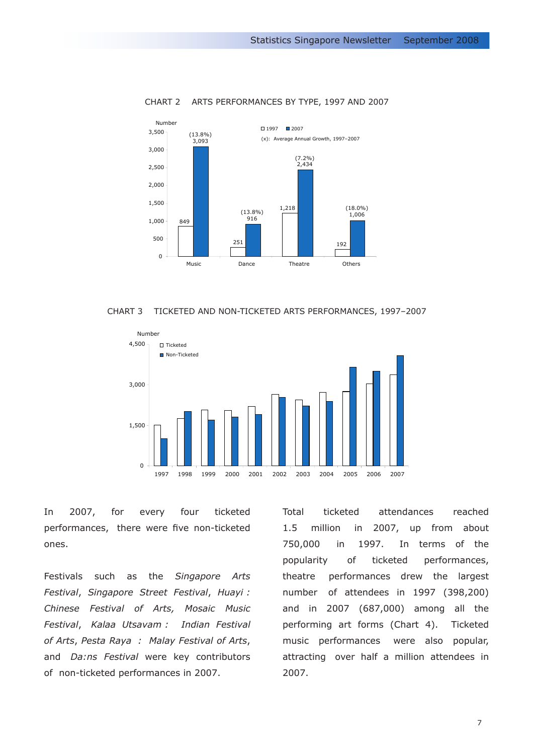CHART 2 ARTS PERFORMANCES BY TYPE, 1997 AND 2007

| Type | 1997 | 2007 | Average Annual Growth, 1997–2007 |
|---|---|---|---|
| Music | 849 | 3,093 | (13.8%) |
| Dance | 251 | 916 | (13.8%) |
| Theatre | 1,218 | 2,434 | (7.2%) |
| Others | 192 | 1,006 | (18.0%) |

CHART 3 TICKETED AND NON-TICKETED ARTS PERFORMANCES, 1997–2007

In 2007, for every four ticketed performances, there were five non-ticketed ones.

Festivals such as the *Singapore Arts Festival*, *Singapore Street Festival*, *Huayi : Chinese Festival of Arts, Mosaic Music Festival*, *Kalaa Utsavam : Indian Festival of Arts*, *Pesta Raya : Malay Festival of Arts*, and *Da:ns Festival* were key contributors of non-ticketed performances in 2007.

Total ticketed attendances reached 1.5 million in 2007, up from about 750,000 in 1997. In terms of the popularity of ticketed performances, theatre performances drew the largest number of attendees in 1997 (398,200) and in 2007 (687,000) among all the performing art forms (Chart 4). Ticketed music performances were also popular, attracting over half a million attendees in 2007.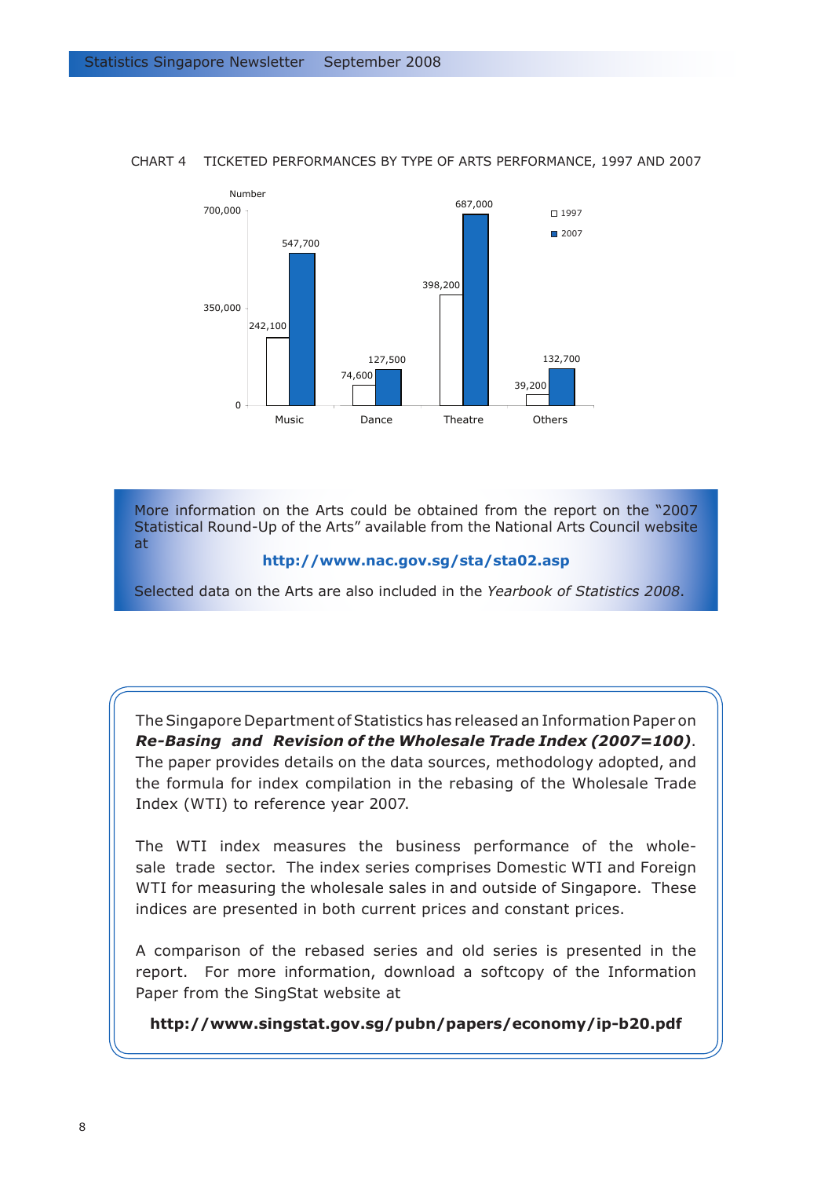CHART 4 TICKETED PERFORMANCES BY TYPE OF ARTS PERFORMANCE, 1997 AND 2007

| Type | 1997 | 2007 |
|---|---|---|
| Music | 242,100 | 547,700 |
| Dance | 74,600 | 127,500 |
| Theatre | 398,200 | 687,000 |
| Others | 39,200 | 132,700 |

More information on the Arts could be obtained from the report on the "2007 Statistical Round-Up of the Arts" available from the National Arts Council website at

**http://www.nac.gov.sg/sta/sta02.asp**

Selected data on the Arts are also included in the *Yearbook of Statistics 2008*.

The Singapore Department of Statistics has released an Information Paper on ***Re-Basing and Revision of the Wholesale Trade Index (2007=100)***. The paper provides details on the data sources, methodology adopted, and the formula for index compilation in the rebasing of the Wholesale Trade Index (WTI) to reference year 2007.

The WTI index measures the business performance of the wholesale trade sector. The index series comprises Domestic WTI and Foreign WTI for measuring the wholesale sales in and outside of Singapore. These indices are presented in both current prices and constant prices.

A comparison of the rebased series and old series is presented in the report. For more information, download a softcopy of the Information Paper from the SingStat website at

**http://www.singstat.gov.sg/pubn/papers/economy/ip-b20.pdf**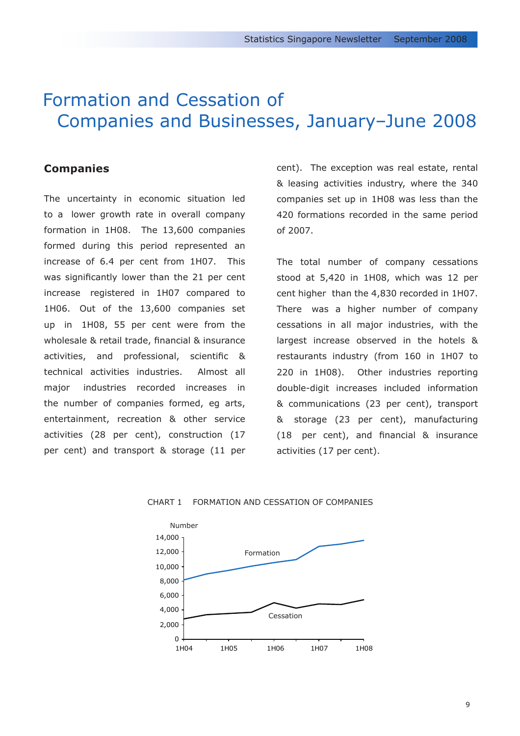# Formation and Cessation of Companies and Businesses, January–June 2008

## Companies

The uncertainty in economic situation led to a lower growth rate in overall company formation in 1H08. The 13,600 companies formed during this period represented an increase of 6.4 per cent from 1H07. This was significantly lower than the 21 per cent increase registered in 1H07 compared to 1H06. Out of the 13,600 companies set up in 1H08, 55 per cent were from the wholesale & retail trade, financial & insurance activities, and professional, scientific & technical activities industries. Almost all major industries recorded increases in the number of companies formed, eg arts, entertainment, recreation & other service activities (28 per cent), construction (17 per cent) and transport & storage (11 per cent). The exception was real estate, rental & leasing activities industry, where the 340 companies set up in 1H08 was less than the 420 formations recorded in the same period of 2007.

The total number of company cessations stood at 5,420 in 1H08, which was 12 per cent higher than the 4,830 recorded in 1H07. There was a higher number of company cessations in all major industries, with the largest increase observed in the hotels & restaurants industry (from 160 in 1H07 to 220 in 1H08). Other industries reporting double-digit increases included information & communications (23 per cent), transport & storage (23 per cent), manufacturing (18 per cent), and financial & insurance activities (17 per cent).

CHART 1 FORMATION AND CESSATION OF COMPANIES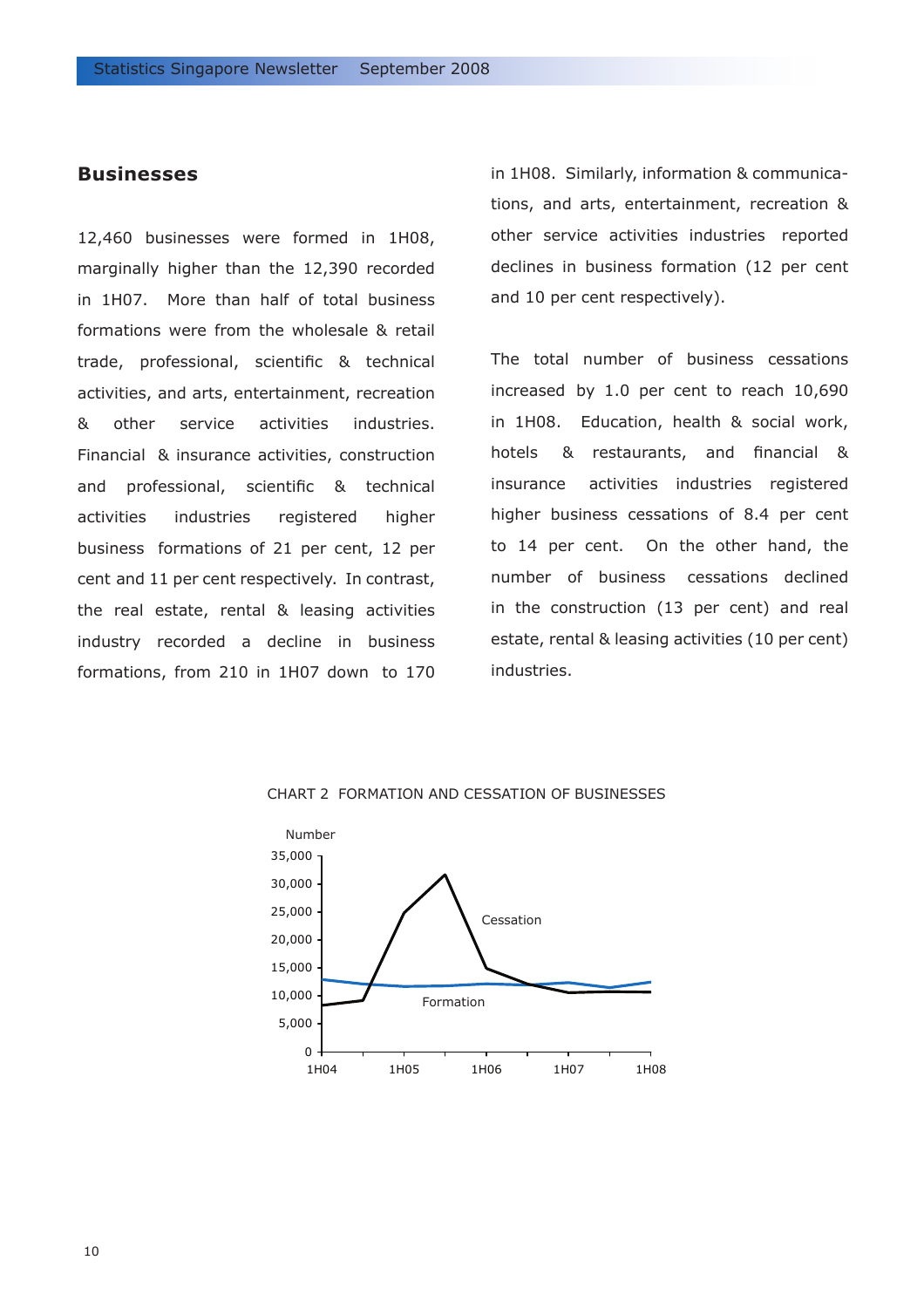## Businesses

12,460 businesses were formed in 1H08, marginally higher than the 12,390 recorded in 1H07. More than half of total business formations were from the wholesale & retail trade, professional, scientific & technical activities, and arts, entertainment, recreation & other service activities industries. Financial & insurance activities, construction and professional, scientific & technical activities industries registered higher business formations of 21 per cent, 12 per cent and 11 per cent respectively. In contrast, the real estate, rental & leasing activities industry recorded a decline in business formations, from 210 in 1H07 down to 170 in 1H08. Similarly, information & communications, and arts, entertainment, recreation & other service activities industries reported declines in business formation (12 per cent and 10 per cent respectively).

The total number of business cessations increased by 1.0 per cent to reach 10,690 in 1H08. Education, health & social work, hotels & restaurants, and financial & insurance activities industries registered higher business cessations of 8.4 per cent to 14 per cent. On the other hand, the number of business cessations declined in the construction (13 per cent) and real estate, rental & leasing activities (10 per cent) industries.

CHART 2 FORMATION AND CESSATION OF BUSINESSES

Number

35,000
30,000
25,000
20,000
15,000
10,000
5,000
0

1H04 1H05 1H06 1H07 1H08

Cessation

Formation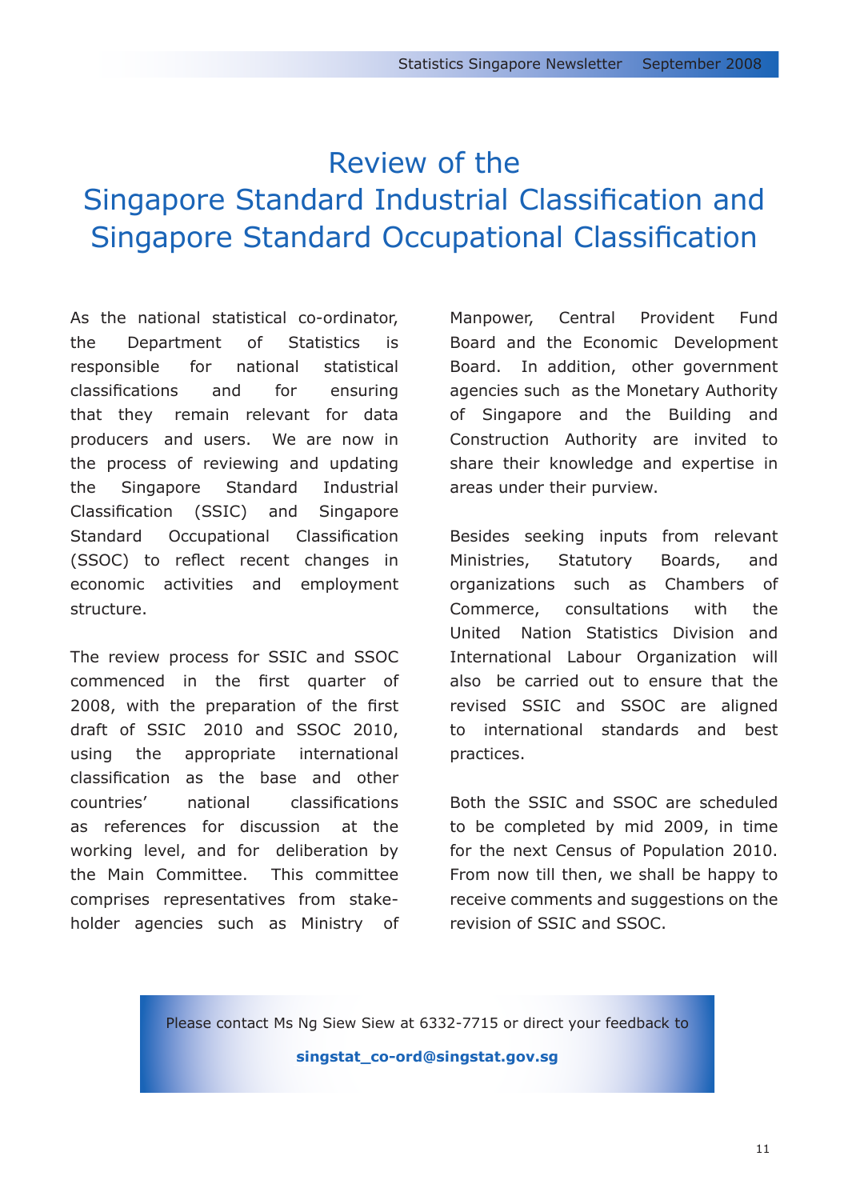# Review of the Singapore Standard Industrial Classification and Singapore Standard Occupational Classification

As the national statistical co-ordinator, the Department of Statistics is responsible for national statistical classifications and for ensuring that they remain relevant for data producers and users. We are now in the process of reviewing and updating the Singapore Standard Industrial Classification (SSIC) and Singapore Standard Occupational Classification (SSOC) to reflect recent changes in economic activities and employment structure.

The review process for SSIC and SSOC commenced in the first quarter of 2008, with the preparation of the first draft of SSIC 2010 and SSOC 2010, using the appropriate international classification as the base and other countries' national classifications as references for discussion at the working level, and for deliberation by the Main Committee. This committee comprises representatives from stake-holder agencies such as Ministry of Manpower, Central Provident Fund Board and the Economic Development Board. In addition, other government agencies such as the Monetary Authority of Singapore and the Building and Construction Authority are invited to share their knowledge and expertise in areas under their purview.

Besides seeking inputs from relevant Ministries, Statutory Boards, and organizations such as Chambers of Commerce, consultations with the United Nation Statistics Division and International Labour Organization will also be carried out to ensure that the revised SSIC and SSOC are aligned to international standards and best practices.

Both the SSIC and SSOC are scheduled to be completed by mid 2009, in time for the next Census of Population 2010. From now till then, we shall be happy to receive comments and suggestions on the revision of SSIC and SSOC.

Please contact Ms Ng Siew Siew at 6332-7715 or direct your feedback to

**singstat_co-ord@singstat.gov.sg**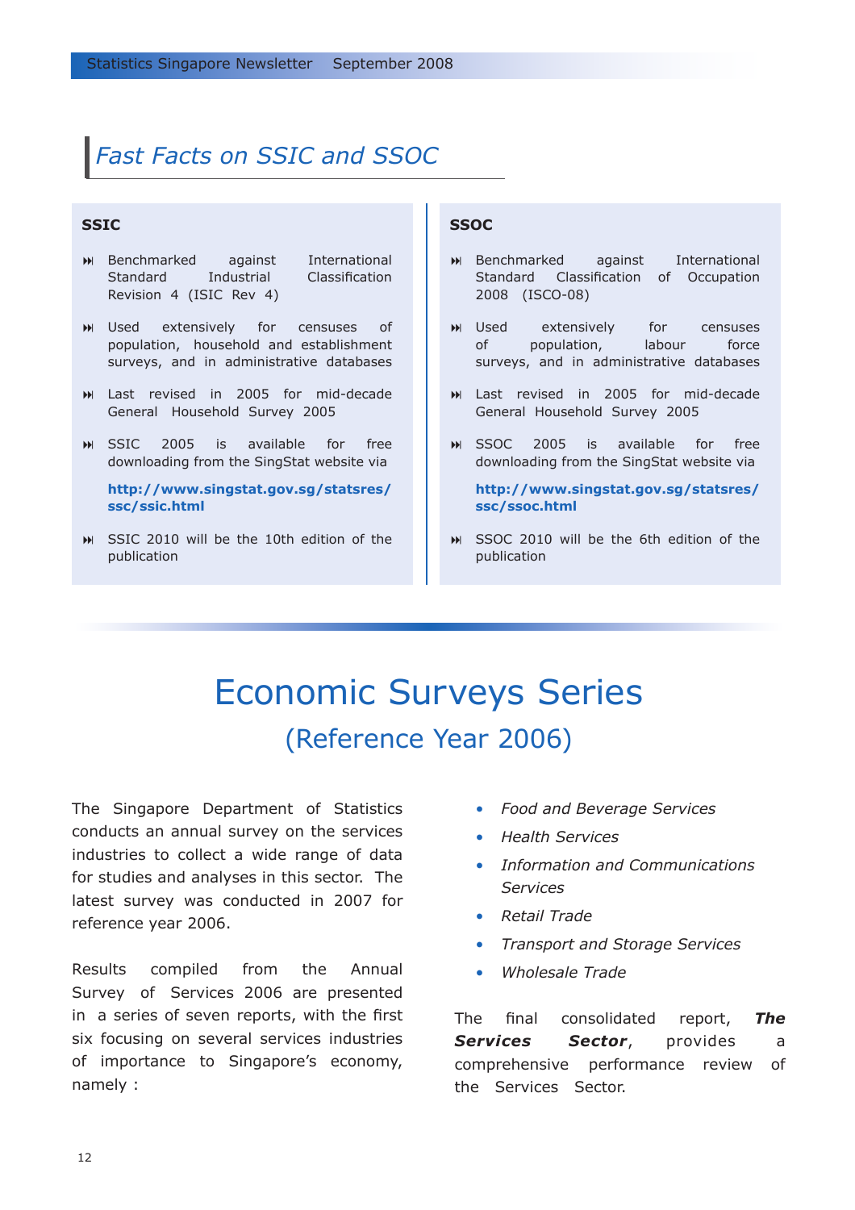## *Fast Facts on SSIC and SSOC*

### SSIC

- Benchmarked against International Standard Industrial Classification Revision 4 (ISIC Rev 4)
- Used extensively for censuses of population, household and establishment surveys, and in administrative databases
- Last revised in 2005 for mid-decade General Household Survey 2005
- SSIC 2005 is available for free downloading from the SingStat website via

  **http://www.singstat.gov.sg/statsres/ssc/ssic.html**
- SSIC 2010 will be the 10th edition of the publication

### SSOC

- Benchmarked against International Standard Classification of Occupation 2008 (ISCO-08)
- Used extensively for censuses of population, labour force surveys, and in administrative databases
- Last revised in 2005 for mid-decade General Household Survey 2005
- SSOC 2005 is available for free downloading from the SingStat website via

  **http://www.singstat.gov.sg/statsres/ssc/ssoc.html**
- SSOC 2010 will be the 6th edition of the publication

# Economic Surveys Series

## (Reference Year 2006)

The Singapore Department of Statistics conducts an annual survey on the services industries to collect a wide range of data for studies and analyses in this sector. The latest survey was conducted in 2007 for reference year 2006.

Results compiled from the Annual Survey of Services 2006 are presented in a series of seven reports, with the first six focusing on several services industries of importance to Singapore's economy, namely :

- *Food and Beverage Services*
- *Health Services*
- *Information and Communications Services*
- *Retail Trade*
- *Transport and Storage Services*
- *Wholesale Trade*

The final consolidated report, ***The Services Sector***, provides a comprehensive performance review of the Services Sector.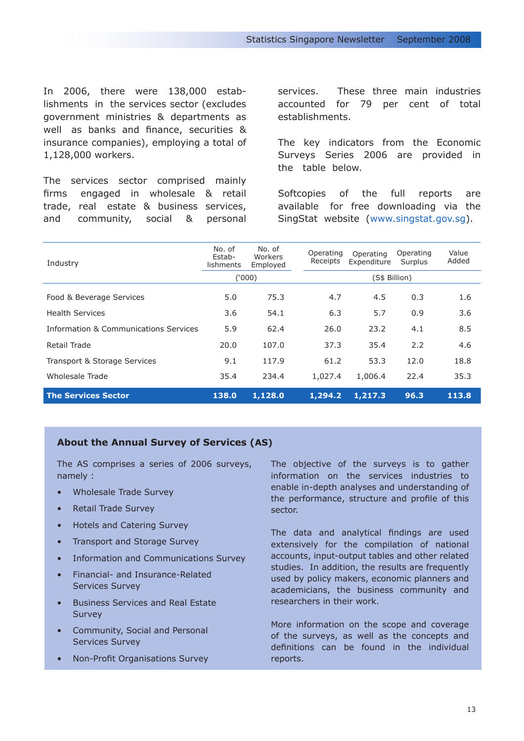In 2006, there were 138,000 establishments in the services sector (excludes government ministries & departments as well as banks and finance, securities & insurance companies), employing a total of 1,128,000 workers.

The services sector comprised mainly firms engaged in wholesale & retail trade, real estate & business services, and community, social & personal services. These three main industries accounted for 79 per cent of total establishments.

The key indicators from the Economic Surveys Series 2006 are provided in the table below.

Softcopies of the full reports are available for free downloading via the SingStat website (www.singstat.gov.sg).

| Industry | No. of Establishments | No. of Workers Employed | Operating Receipts | Operating Expenditure | Operating Surplus | Value Added |
|---|---|---|---|---|---|---|
| | ('000) | | (S$ Billion) | | | |
| Food & Beverage Services | 5.0 | 75.3 | 4.7 | 4.5 | 0.3 | 1.6 |
| Health Services | 3.6 | 54.1 | 6.3 | 5.7 | 0.9 | 3.6 |
| Information & Communications Services | 5.9 | 62.4 | 26.0 | 23.2 | 4.1 | 8.5 |
| Retail Trade | 20.0 | 107.0 | 37.3 | 35.4 | 2.2 | 4.6 |
| Transport & Storage Services | 9.1 | 117.9 | 61.2 | 53.3 | 12.0 | 18.8 |
| Wholesale Trade | 35.4 | 234.4 | 1,027.4 | 1,006.4 | 22.4 | 35.3 |
| **The Services Sector** | **138.0** | **1,128.0** | **1,294.2** | **1,217.3** | **96.3** | **113.8** |

### About the Annual Survey of Services (AS)

The AS comprises a series of 2006 surveys, namely :

- Wholesale Trade Survey
- Retail Trade Survey
- Hotels and Catering Survey
- Transport and Storage Survey
- Information and Communications Survey
- Financial- and Insurance-Related Services Survey
- Business Services and Real Estate Survey
- Community, Social and Personal Services Survey
- Non-Profit Organisations Survey

The objective of the surveys is to gather information on the services industries to enable in-depth analyses and understanding of the performance, structure and profile of this sector.

The data and analytical findings are used extensively for the compilation of national accounts, input-output tables and other related studies. In addition, the results are frequently used by policy makers, economic planners and academicians, the business community and researchers in their work.

More information on the scope and coverage of the surveys, as well as the concepts and definitions can be found in the individual reports.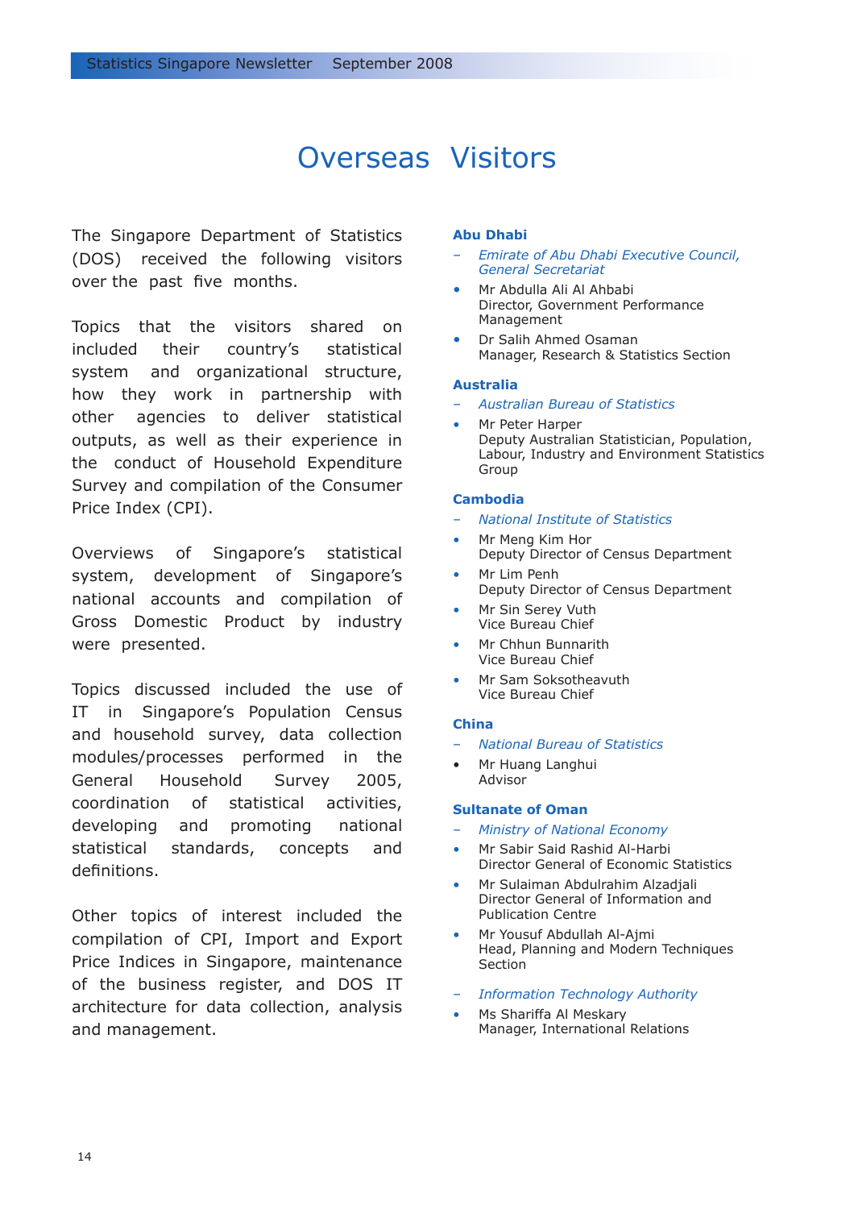# Overseas Visitors

The Singapore Department of Statistics (DOS) received the following visitors over the past five months.

Topics that the visitors shared on included their country's statistical system and organizational structure, how they work in partnership with other agencies to deliver statistical outputs, as well as their experience in the conduct of Household Expenditure Survey and compilation of the Consumer Price Index (CPI).

Overviews of Singapore's statistical system, development of Singapore's national accounts and compilation of Gross Domestic Product by industry were presented.

Topics discussed included the use of IT in Singapore's Population Census and household survey, data collection modules/processes performed in the General Household Survey 2005, coordination of statistical activities, developing and promoting national statistical standards, concepts and definitions.

Other topics of interest included the compilation of CPI, Import and Export Price Indices in Singapore, maintenance of the business register, and DOS IT architecture for data collection, analysis and management.

### Abu Dhabi

– *Emirate of Abu Dhabi Executive Council, General Secretariat*

- Mr Abdulla Ali Al Ahbabi
  Director, Government Performance Management
- Dr Salih Ahmed Osaman
  Manager, Research & Statistics Section

### Australia

– *Australian Bureau of Statistics*

- Mr Peter Harper
  Deputy Australian Statistician, Population, Labour, Industry and Environment Statistics Group

### Cambodia

– *National Institute of Statistics*

- Mr Meng Kim Hor
  Deputy Director of Census Department
- Mr Lim Penh
  Deputy Director of Census Department
- Mr Sin Serey Vuth
  Vice Bureau Chief
- Mr Chhun Bunnarith
  Vice Bureau Chief
- Mr Sam Soksotheavuth
  Vice Bureau Chief

### China

– *National Bureau of Statistics*

- Mr Huang Langhui
  Advisor

### Sultanate of Oman

– *Ministry of National Economy*

- Mr Sabir Said Rashid Al-Harbi
  Director General of Economic Statistics
- Mr Sulaiman Abdulrahim Alzadjali
  Director General of Information and Publication Centre
- Mr Yousuf Abdullah Al-Ajmi
  Head, Planning and Modern Techniques Section

– *Information Technology Authority*

- Ms Shariffa Al Meskary
  Manager, International Relations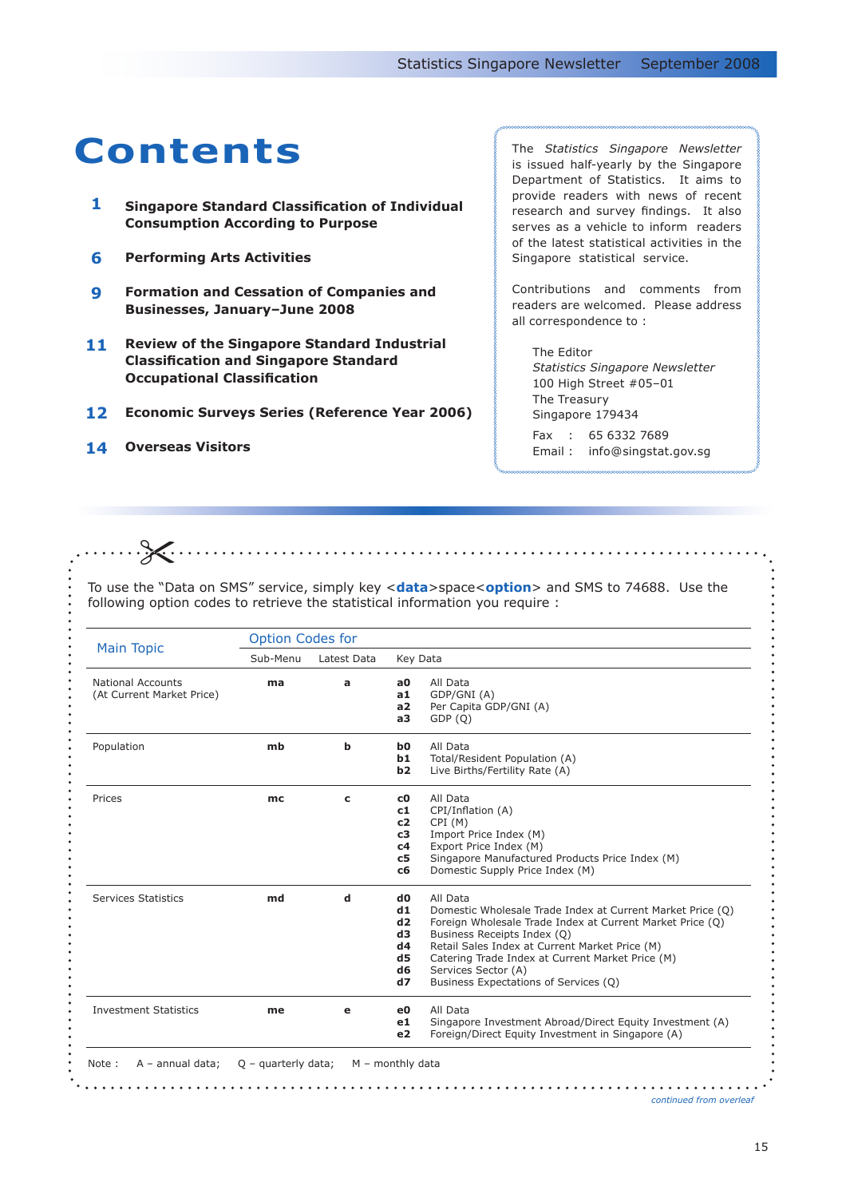# Contents

**1** **Singapore Standard Classification of Individual Consumption According to Purpose**

**6** **Performing Arts Activities**

**9** **Formation and Cessation of Companies and Businesses, January–June 2008**

**11** **Review of the Singapore Standard Industrial Classification and Singapore Standard Occupational Classification**

**12** **Economic Surveys Series (Reference Year 2006)**

**14** **Overseas Visitors**

The *Statistics Singapore Newsletter* is issued half-yearly by the Singapore Department of Statistics. It aims to provide readers with news of recent research and survey findings. It also serves as a vehicle to inform readers of the latest statistical activities in the Singapore statistical service.

Contributions and comments from readers are welcomed. Please address all correspondence to :

The Editor
*Statistics Singapore Newsletter*
100 High Street #05–01
The Treasury
Singapore 179434

Fax : 65 6332 7689
Email : info@singstat.gov.sg

To use the "Data on SMS" service, simply key <**data**>space<**option**> and SMS to 74688. Use the following option codes to retrieve the statistical information you require :

| Main Topic | Option Codes for | | | |
|---|---|---|---|---|
| | Sub-Menu | Latest Data | Key Data | |
| National Accounts (At Current Market Price) | **ma** | **a** | **a0** | All Data |
| | | | **a1** | GDP/GNI (A) |
| | | | **a2** | Per Capita GDP/GNI (A) |
| | | | **a3** | GDP (Q) |
| Population | **mb** | **b** | **b0** | All Data |
| | | | **b1** | Total/Resident Population (A) |
| | | | **b2** | Live Births/Fertility Rate (A) |
| Prices | **mc** | **c** | **c0** | All Data |
| | | | **c1** | CPI/Inflation (A) |
| | | | **c2** | CPI (M) |
| | | | **c3** | Import Price Index (M) |
| | | | **c4** | Export Price Index (M) |
| | | | **c5** | Singapore Manufactured Products Price Index (M) |
| | | | **c6** | Domestic Supply Price Index (M) |
| Services Statistics | **md** | **d** | **d0** | All Data |
| | | | **d1** | Domestic Wholesale Trade Index at Current Market Price (Q) |
| | | | **d2** | Foreign Wholesale Trade Index at Current Market Price (Q) |
| | | | **d3** | Business Receipts Index (Q) |
| | | | **d4** | Retail Sales Index at Current Market Price (M) |
| | | | **d5** | Catering Trade Index at Current Market Price (M) |
| | | | **d6** | Services Sector (A) |
| | | | **d7** | Business Expectations of Services (Q) |
| Investment Statistics | **me** | **e** | **e0** | All Data |
| | | | **e1** | Singapore Investment Abroad/Direct Equity Investment (A) |
| | | | **e2** | Foreign/Direct Equity Investment in Singapore (A) |

Note : A – annual data; Q – quarterly data; M – monthly data

*continued from overleaf*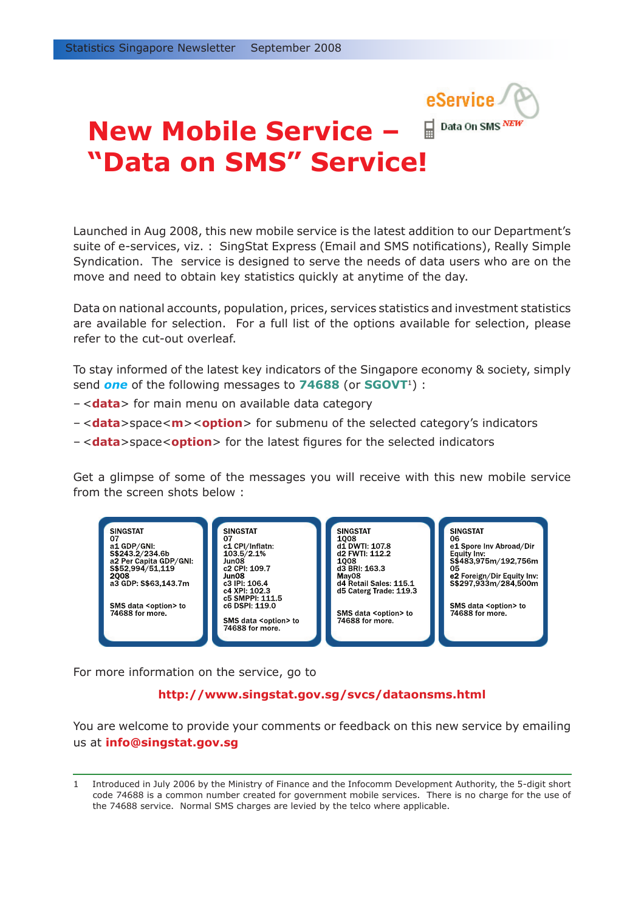eService

Data On SMS NEW

# New Mobile Service – "Data on SMS" Service!

Launched in Aug 2008, this new mobile service is the latest addition to our Department's suite of e-services, viz. : SingStat Express (Email and SMS notifications), Really Simple Syndication. The service is designed to serve the needs of data users who are on the move and need to obtain key statistics quickly at anytime of the day.

Data on national accounts, population, prices, services statistics and investment statistics are available for selection. For a full list of the options available for selection, please refer to the cut-out overleaf.

To stay informed of the latest key indicators of the Singapore economy & society, simply send ***one*** of the following messages to **74688** (or **SGOVT**[1]) :

– <**data**> for main menu on available data category

– <**data**>space<**m**><**option**> for submenu of the selected category's indicators

– <**data**>space<**option**> for the latest figures for the selected indicators

Get a glimpse of some of the messages you will receive with this new mobile service from the screen shots below :

SINGSTAT
07
a1 GDP/GNI:
S$243.2/234.6b
a2 Per Capita GDP/GNI:
S$52,994/51,119
2Q08
a3 GDP: S$63,143.7m

SMS data <option> to
74688 for more.

SINGSTAT
07
c1 CPI/Inflatn:
103.5/2.1%
Jun08
c2 CPI: 109.7
Jun08
c3 IPI: 106.4
c4 XPI: 102.3
c5 SMPPI: 111.5
c6 DSPI: 119.0

SMS data <option> to
74688 for more.

SINGSTAT
1Q08
d1 DWTI: 107.8
d2 FWTI: 112.2
1Q08
d3 BRI: 163.3
May08
d4 Retail Sales: 115.1
d5 Caterg Trade: 119.3

SMS data <option> to
74688 for more.

SINGSTAT
06
e1 Spore Inv Abroad/Dir
Equity Inv:
S$483,975m/192,756m
05
e2 Foreign/Dir Equity Inv:
S$297,933m/284,500m

SMS data <option> to
74688 for more.

For more information on the service, go to

**http://www.singstat.gov.sg/svcs/dataonsms.html**

You are welcome to provide your comments or feedback on this new service by emailing us at **info@singstat.gov.sg**

---

1 Introduced in July 2006 by the Ministry of Finance and the Infocomm Development Authority, the 5-digit short code 74688 is a common number created for government mobile services. There is no charge for the use of the 74688 service. Normal SMS charges are levied by the telco where applicable.